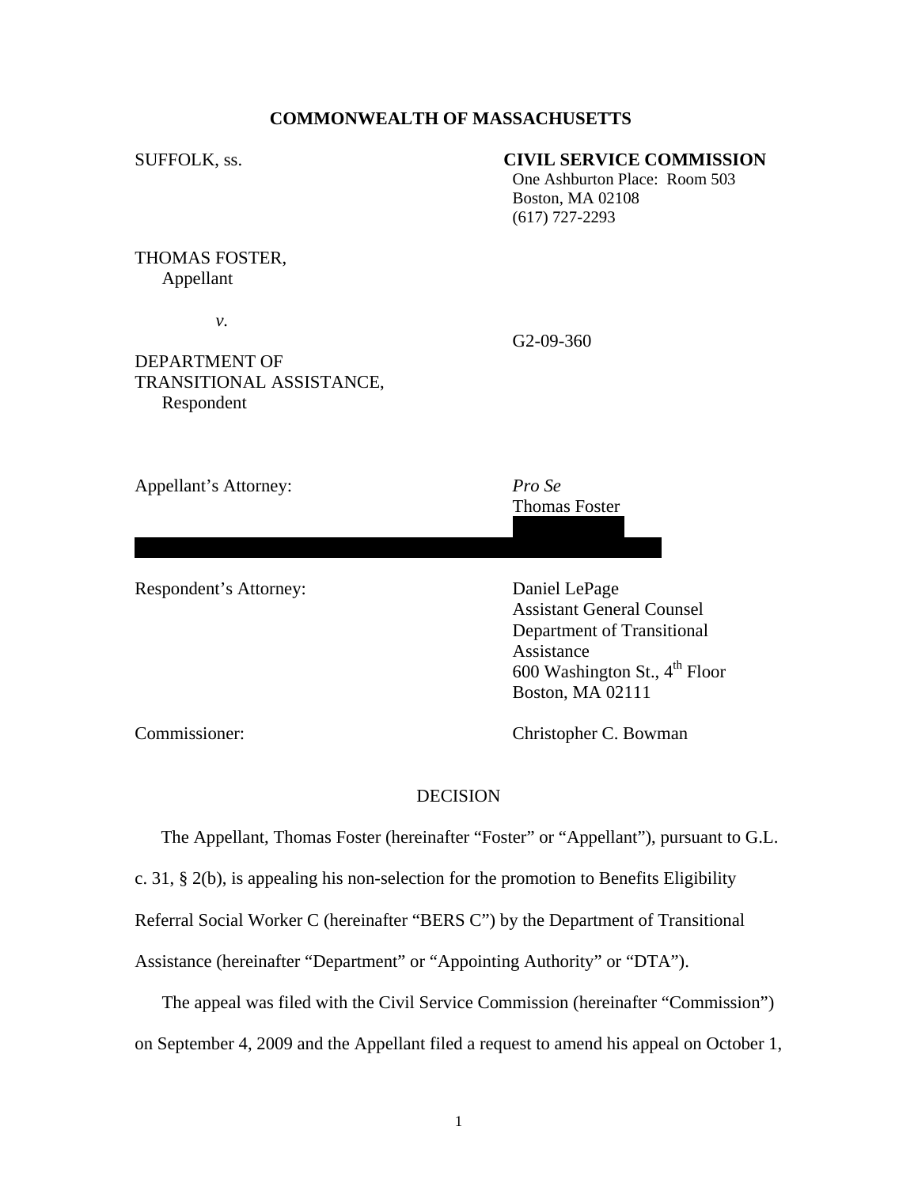**COMMONWEALTH OF MASSACHUSETTS**

SUFFOLK, ss.

**CIVIL SERVICE COMMISSION**
One Ashburton Place: Room 503
Boston, MA 02108
(617) 727-2293

THOMAS FOSTER,
Appellant

*v.*

G2-09-360

DEPARTMENT OF TRANSITIONAL ASSISTANCE,
Respondent

Appellant's Attorney: *Pro Se*
Thomas Foster

Respondent's Attorney: Daniel LePage
Assistant General Counsel
Department of Transitional Assistance
600 Washington St., 4th Floor
Boston, MA 02111

Commissioner: Christopher C. Bowman

DECISION

The Appellant, Thomas Foster (hereinafter "Foster" or "Appellant"), pursuant to G.L. c. 31, § 2(b), is appealing his non-selection for the promotion to Benefits Eligibility Referral Social Worker C (hereinafter "BERS C") by the Department of Transitional Assistance (hereinafter "Department" or "Appointing Authority" or "DTA").

The appeal was filed with the Civil Service Commission (hereinafter "Commission") on September 4, 2009 and the Appellant filed a request to amend his appeal on October 1,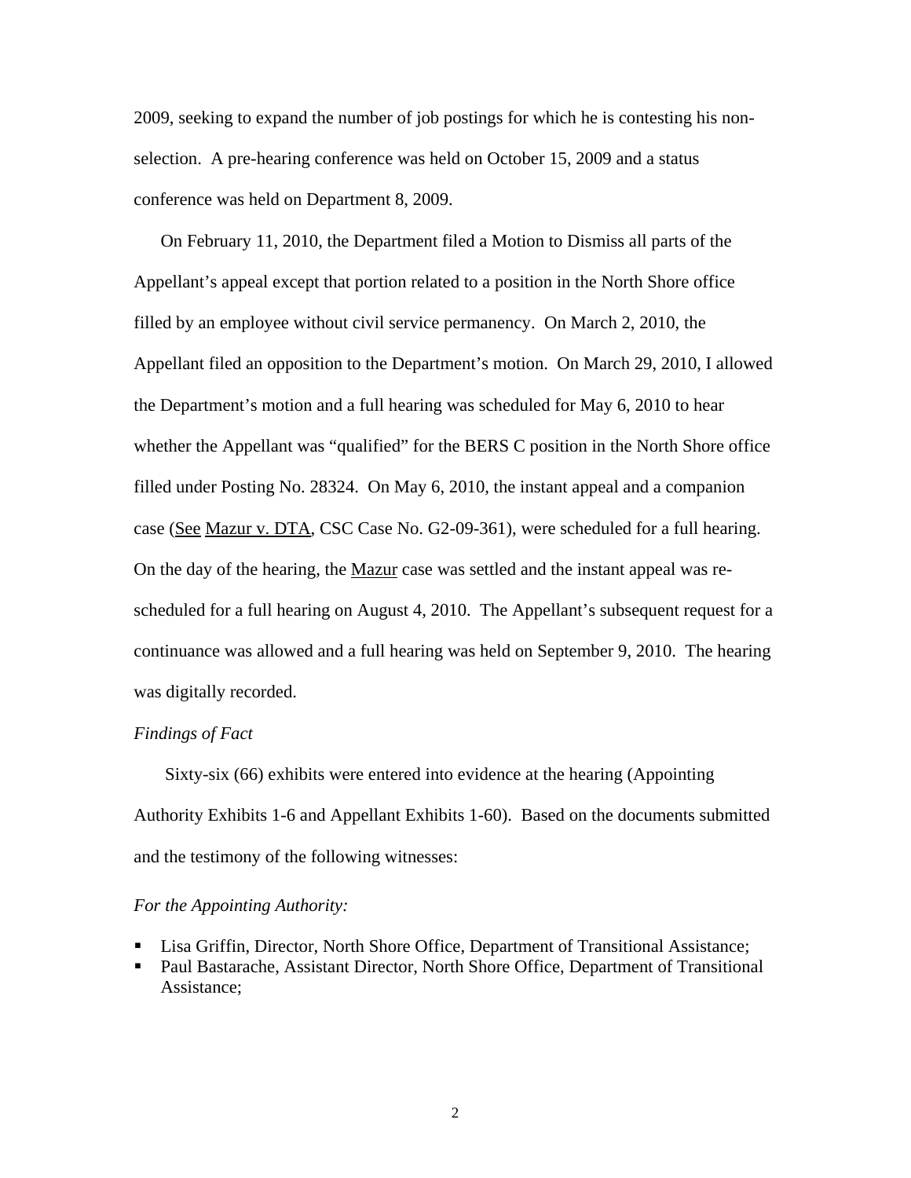2009, seeking to expand the number of job postings for which he is contesting his non-selection. A pre-hearing conference was held on October 15, 2009 and a status conference was held on Department 8, 2009.

On February 11, 2010, the Department filed a Motion to Dismiss all parts of the Appellant's appeal except that portion related to a position in the North Shore office filled by an employee without civil service permanency. On March 2, 2010, the Appellant filed an opposition to the Department's motion. On March 29, 2010, I allowed the Department's motion and a full hearing was scheduled for May 6, 2010 to hear whether the Appellant was "qualified" for the BERS C position in the North Shore office filled under Posting No. 28324. On May 6, 2010, the instant appeal and a companion case (See Mazur v. DTA, CSC Case No. G2-09-361), were scheduled for a full hearing. On the day of the hearing, the Mazur case was settled and the instant appeal was re-scheduled for a full hearing on August 4, 2010. The Appellant's subsequent request for a continuance was allowed and a full hearing was held on September 9, 2010. The hearing was digitally recorded.

*Findings of Fact*

Sixty-six (66) exhibits were entered into evidence at the hearing (Appointing Authority Exhibits 1-6 and Appellant Exhibits 1-60). Based on the documents submitted and the testimony of the following witnesses:

*For the Appointing Authority:*

- Lisa Griffin, Director, North Shore Office, Department of Transitional Assistance;
- Paul Bastarache, Assistant Director, North Shore Office, Department of Transitional Assistance;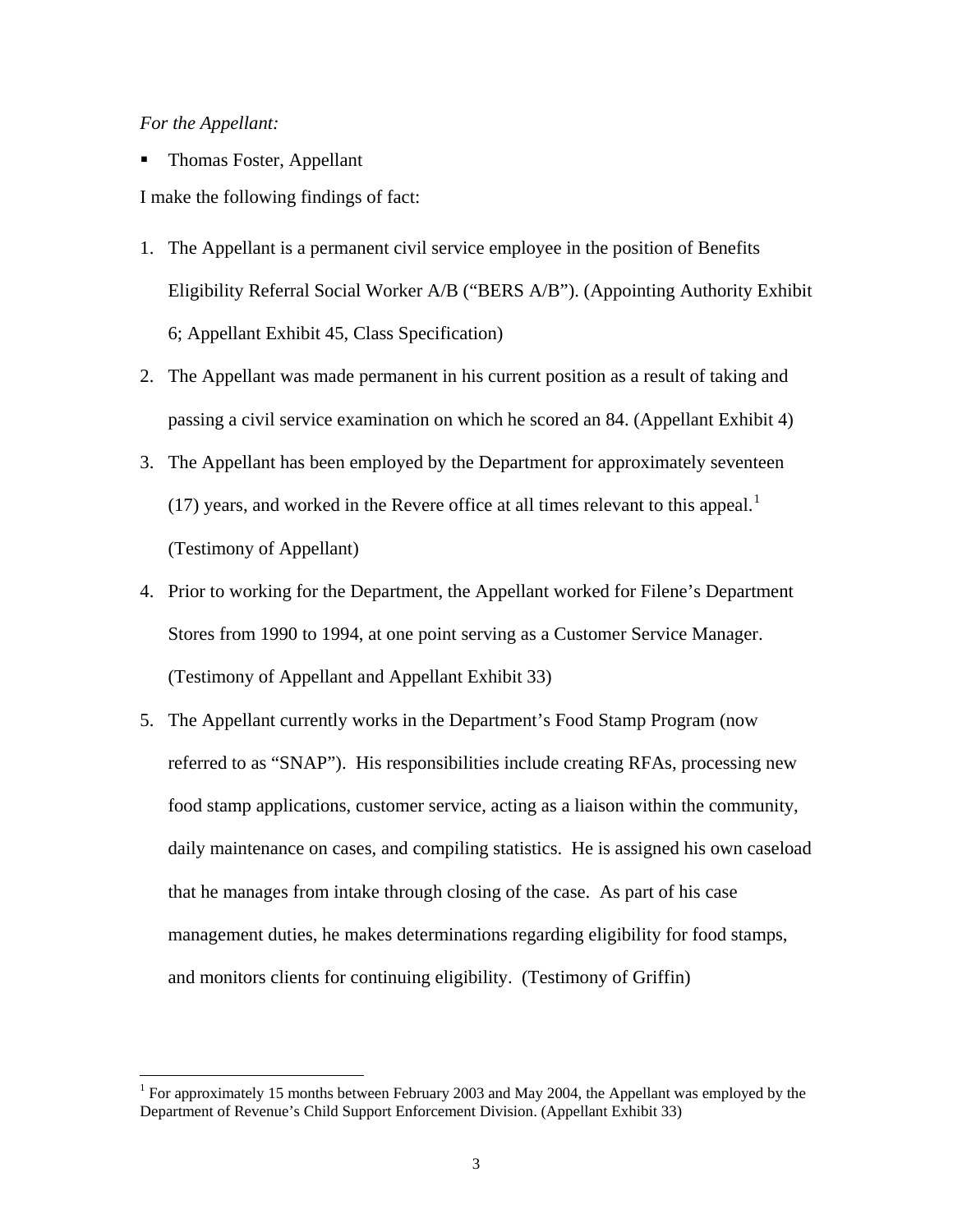*For the Appellant:*

- Thomas Foster, Appellant

I make the following findings of fact:

1. The Appellant is a permanent civil service employee in the position of Benefits Eligibility Referral Social Worker A/B ("BERS A/B"). (Appointing Authority Exhibit 6; Appellant Exhibit 45, Class Specification)
2. The Appellant was made permanent in his current position as a result of taking and passing a civil service examination on which he scored an 84. (Appellant Exhibit 4)
3. The Appellant has been employed by the Department for approximately seventeen (17) years, and worked in the Revere office at all times relevant to this appeal.[1] (Testimony of Appellant)
4. Prior to working for the Department, the Appellant worked for Filene's Department Stores from 1990 to 1994, at one point serving as a Customer Service Manager. (Testimony of Appellant and Appellant Exhibit 33)
5. The Appellant currently works in the Department's Food Stamp Program (now referred to as "SNAP"). His responsibilities include creating RFAs, processing new food stamp applications, customer service, acting as a liaison within the community, daily maintenance on cases, and compiling statistics. He is assigned his own caseload that he manages from intake through closing of the case. As part of his case management duties, he makes determinations regarding eligibility for food stamps, and monitors clients for continuing eligibility. (Testimony of Griffin)

[1] For approximately 15 months between February 2003 and May 2004, the Appellant was employed by the Department of Revenue's Child Support Enforcement Division. (Appellant Exhibit 33)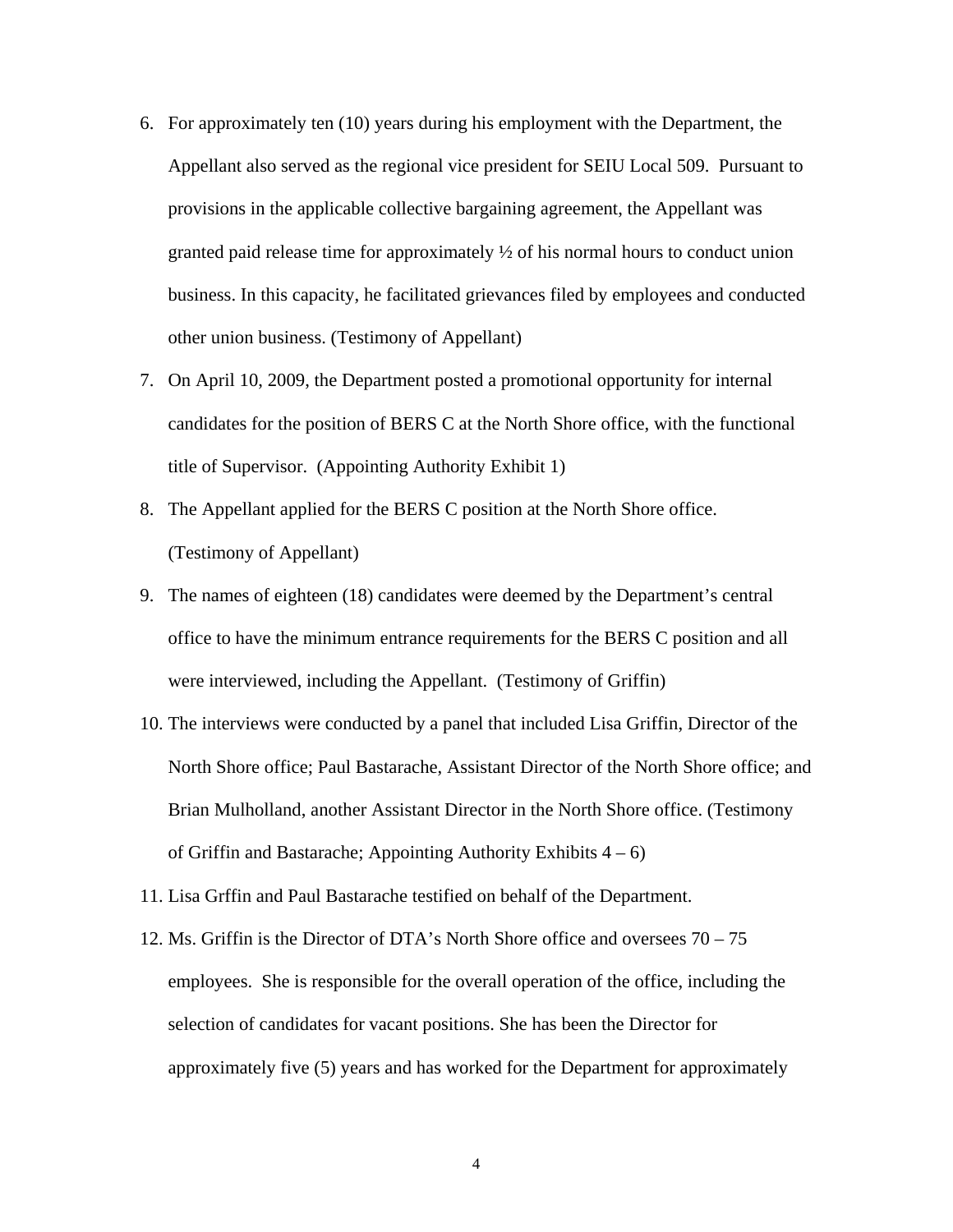6. For approximately ten (10) years during his employment with the Department, the Appellant also served as the regional vice president for SEIU Local 509. Pursuant to provisions in the applicable collective bargaining agreement, the Appellant was granted paid release time for approximately ½ of his normal hours to conduct union business. In this capacity, he facilitated grievances filed by employees and conducted other union business. (Testimony of Appellant)
7. On April 10, 2009, the Department posted a promotional opportunity for internal candidates for the position of BERS C at the North Shore office, with the functional title of Supervisor. (Appointing Authority Exhibit 1)
8. The Appellant applied for the BERS C position at the North Shore office. (Testimony of Appellant)
9. The names of eighteen (18) candidates were deemed by the Department's central office to have the minimum entrance requirements for the BERS C position and all were interviewed, including the Appellant. (Testimony of Griffin)
10. The interviews were conducted by a panel that included Lisa Griffin, Director of the North Shore office; Paul Bastarache, Assistant Director of the North Shore office; and Brian Mulholland, another Assistant Director in the North Shore office. (Testimony of Griffin and Bastarache; Appointing Authority Exhibits 4 – 6)
11. Lisa Grffin and Paul Bastarache testified on behalf of the Department.
12. Ms. Griffin is the Director of DTA's North Shore office and oversees 70 – 75 employees. She is responsible for the overall operation of the office, including the selection of candidates for vacant positions. She has been the Director for approximately five (5) years and has worked for the Department for approximately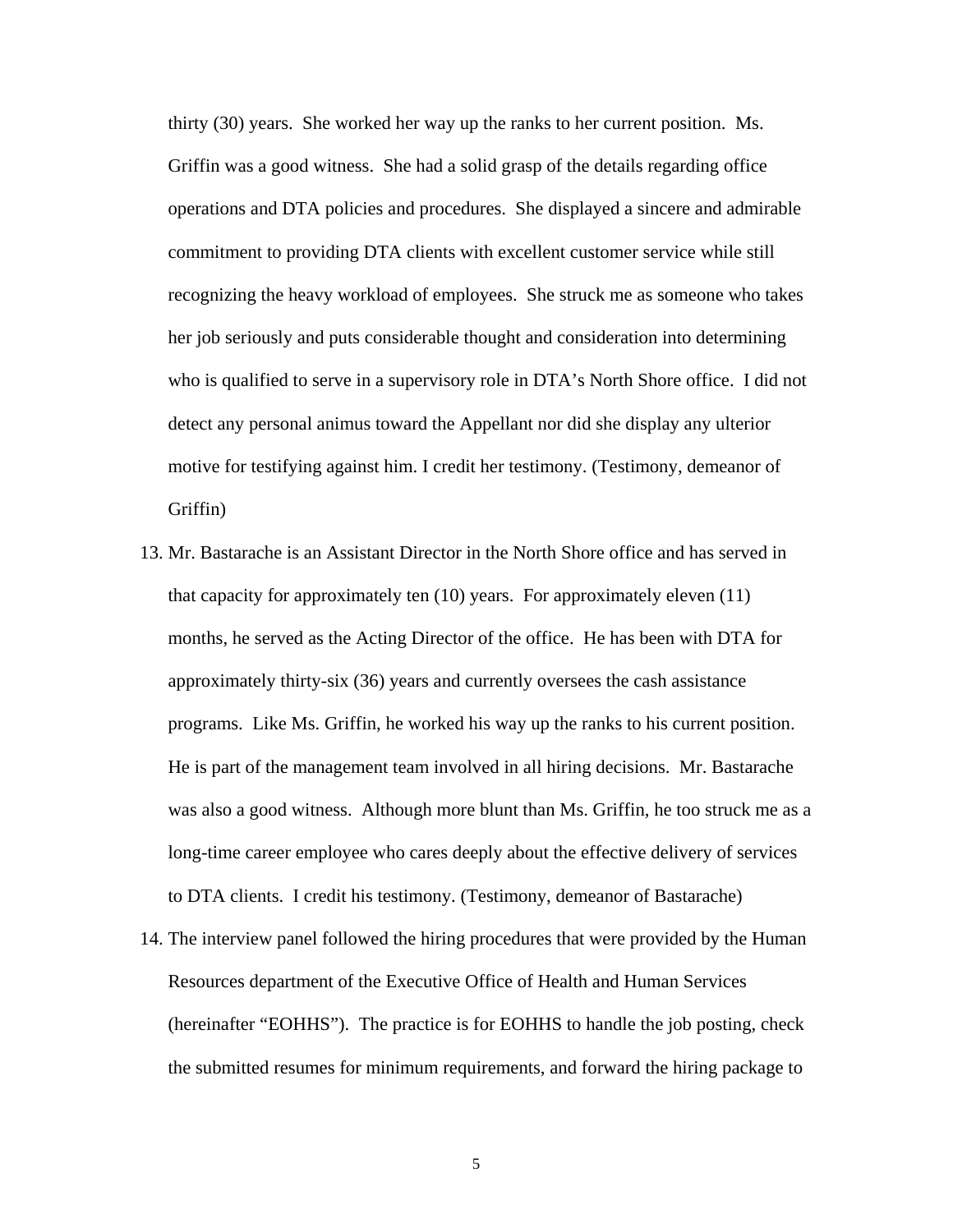thirty (30) years. She worked her way up the ranks to her current position. Ms. Griffin was a good witness. She had a solid grasp of the details regarding office operations and DTA policies and procedures. She displayed a sincere and admirable commitment to providing DTA clients with excellent customer service while still recognizing the heavy workload of employees. She struck me as someone who takes her job seriously and puts considerable thought and consideration into determining who is qualified to serve in a supervisory role in DTA's North Shore office. I did not detect any personal animus toward the Appellant nor did she display any ulterior motive for testifying against him. I credit her testimony. (Testimony, demeanor of Griffin)

13. Mr. Bastarache is an Assistant Director in the North Shore office and has served in that capacity for approximately ten (10) years. For approximately eleven (11) months, he served as the Acting Director of the office. He has been with DTA for approximately thirty-six (36) years and currently oversees the cash assistance programs. Like Ms. Griffin, he worked his way up the ranks to his current position. He is part of the management team involved in all hiring decisions. Mr. Bastarache was also a good witness. Although more blunt than Ms. Griffin, he too struck me as a long-time career employee who cares deeply about the effective delivery of services to DTA clients. I credit his testimony. (Testimony, demeanor of Bastarache)

14. The interview panel followed the hiring procedures that were provided by the Human Resources department of the Executive Office of Health and Human Services (hereinafter "EOHHS"). The practice is for EOHHS to handle the job posting, check the submitted resumes for minimum requirements, and forward the hiring package to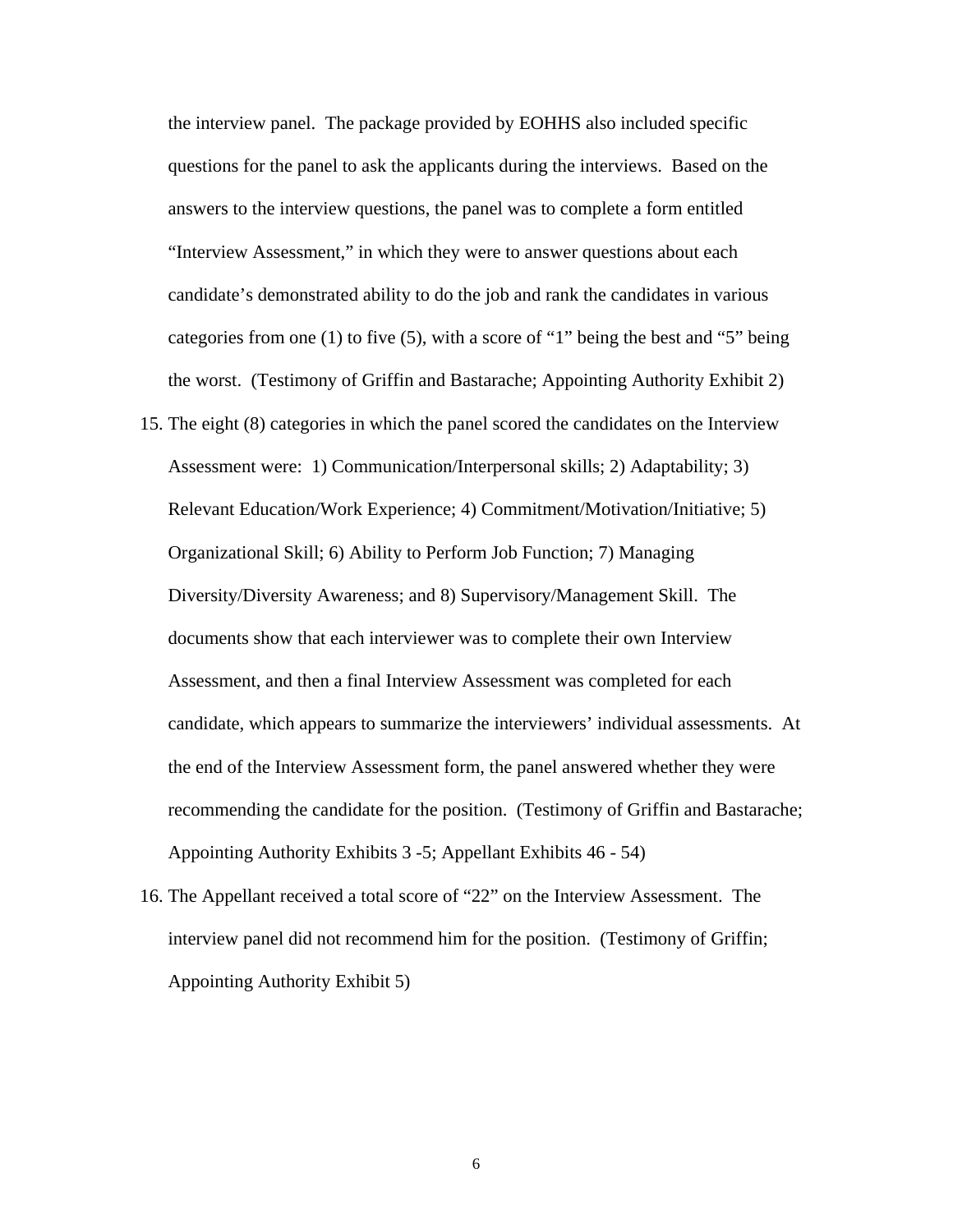the interview panel. The package provided by EOHHS also included specific questions for the panel to ask the applicants during the interviews. Based on the answers to the interview questions, the panel was to complete a form entitled "Interview Assessment," in which they were to answer questions about each candidate's demonstrated ability to do the job and rank the candidates in various categories from one (1) to five (5), with a score of "1" being the best and "5" being the worst. (Testimony of Griffin and Bastarache; Appointing Authority Exhibit 2)

15. The eight (8) categories in which the panel scored the candidates on the Interview Assessment were: 1) Communication/Interpersonal skills; 2) Adaptability; 3) Relevant Education/Work Experience; 4) Commitment/Motivation/Initiative; 5) Organizational Skill; 6) Ability to Perform Job Function; 7) Managing Diversity/Diversity Awareness; and 8) Supervisory/Management Skill. The documents show that each interviewer was to complete their own Interview Assessment, and then a final Interview Assessment was completed for each candidate, which appears to summarize the interviewers' individual assessments. At the end of the Interview Assessment form, the panel answered whether they were recommending the candidate for the position. (Testimony of Griffin and Bastarache; Appointing Authority Exhibits 3 -5; Appellant Exhibits 46 - 54)

16. The Appellant received a total score of "22" on the Interview Assessment. The interview panel did not recommend him for the position. (Testimony of Griffin; Appointing Authority Exhibit 5)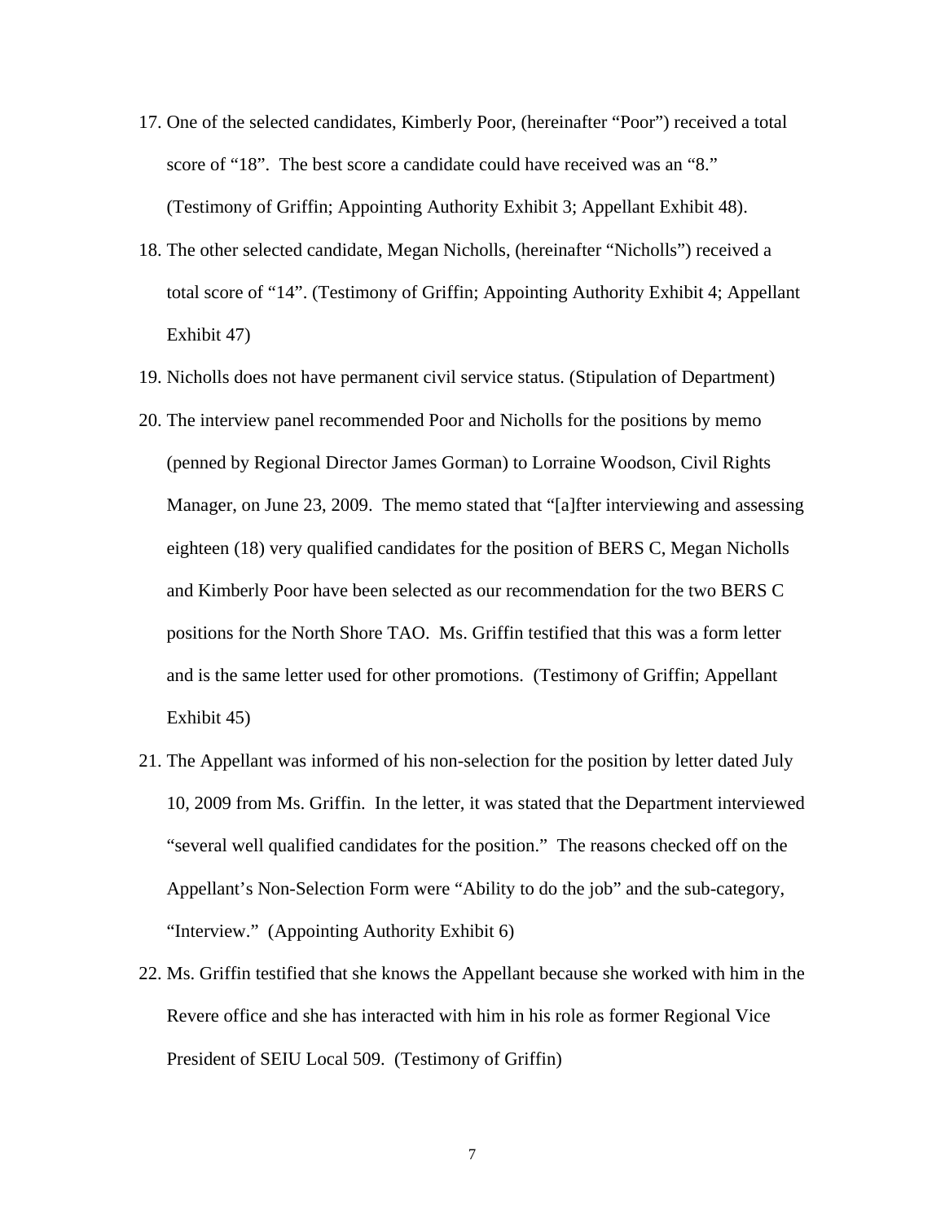17. One of the selected candidates, Kimberly Poor, (hereinafter "Poor") received a total score of "18". The best score a candidate could have received was an "8." (Testimony of Griffin; Appointing Authority Exhibit 3; Appellant Exhibit 48).
18. The other selected candidate, Megan Nicholls, (hereinafter "Nicholls") received a total score of "14". (Testimony of Griffin; Appointing Authority Exhibit 4; Appellant Exhibit 47)
19. Nicholls does not have permanent civil service status. (Stipulation of Department)
20. The interview panel recommended Poor and Nicholls for the positions by memo (penned by Regional Director James Gorman) to Lorraine Woodson, Civil Rights Manager, on June 23, 2009. The memo stated that "[a]fter interviewing and assessing eighteen (18) very qualified candidates for the position of BERS C, Megan Nicholls and Kimberly Poor have been selected as our recommendation for the two BERS C positions for the North Shore TAO. Ms. Griffin testified that this was a form letter and is the same letter used for other promotions. (Testimony of Griffin; Appellant Exhibit 45)
21. The Appellant was informed of his non-selection for the position by letter dated July 10, 2009 from Ms. Griffin. In the letter, it was stated that the Department interviewed "several well qualified candidates for the position." The reasons checked off on the Appellant's Non-Selection Form were "Ability to do the job" and the sub-category, "Interview." (Appointing Authority Exhibit 6)
22. Ms. Griffin testified that she knows the Appellant because she worked with him in the Revere office and she has interacted with him in his role as former Regional Vice President of SEIU Local 509. (Testimony of Griffin)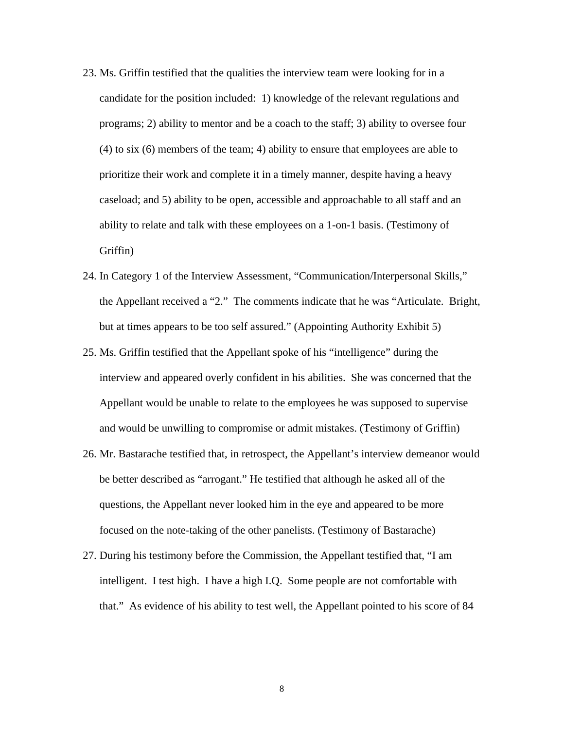23. Ms. Griffin testified that the qualities the interview team were looking for in a candidate for the position included: 1) knowledge of the relevant regulations and programs; 2) ability to mentor and be a coach to the staff; 3) ability to oversee four (4) to six (6) members of the team; 4) ability to ensure that employees are able to prioritize their work and complete it in a timely manner, despite having a heavy caseload; and 5) ability to be open, accessible and approachable to all staff and an ability to relate and talk with these employees on a 1-on-1 basis. (Testimony of Griffin)
24. In Category 1 of the Interview Assessment, "Communication/Interpersonal Skills," the Appellant received a "2." The comments indicate that he was "Articulate. Bright, but at times appears to be too self assured." (Appointing Authority Exhibit 5)
25. Ms. Griffin testified that the Appellant spoke of his "intelligence" during the interview and appeared overly confident in his abilities. She was concerned that the Appellant would be unable to relate to the employees he was supposed to supervise and would be unwilling to compromise or admit mistakes. (Testimony of Griffin)
26. Mr. Bastarache testified that, in retrospect, the Appellant's interview demeanor would be better described as "arrogant." He testified that although he asked all of the questions, the Appellant never looked him in the eye and appeared to be more focused on the note-taking of the other panelists. (Testimony of Bastarache)
27. During his testimony before the Commission, the Appellant testified that, "I am intelligent. I test high. I have a high I.Q. Some people are not comfortable with that." As evidence of his ability to test well, the Appellant pointed to his score of 84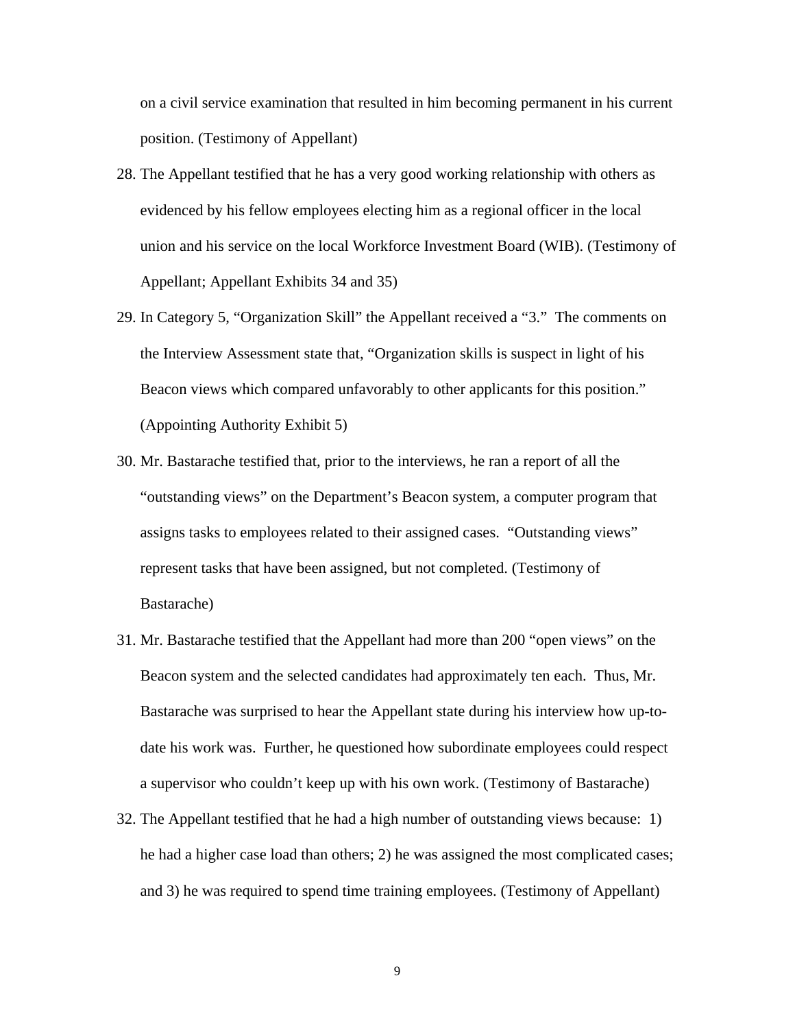on a civil service examination that resulted in him becoming permanent in his current position. (Testimony of Appellant)

28. The Appellant testified that he has a very good working relationship with others as evidenced by his fellow employees electing him as a regional officer in the local union and his service on the local Workforce Investment Board (WIB). (Testimony of Appellant; Appellant Exhibits 34 and 35)

29. In Category 5, "Organization Skill" the Appellant received a "3." The comments on the Interview Assessment state that, "Organization skills is suspect in light of his Beacon views which compared unfavorably to other applicants for this position." (Appointing Authority Exhibit 5)

30. Mr. Bastarache testified that, prior to the interviews, he ran a report of all the "outstanding views" on the Department's Beacon system, a computer program that assigns tasks to employees related to their assigned cases. "Outstanding views" represent tasks that have been assigned, but not completed. (Testimony of Bastarache)

31. Mr. Bastarache testified that the Appellant had more than 200 "open views" on the Beacon system and the selected candidates had approximately ten each. Thus, Mr. Bastarache was surprised to hear the Appellant state during his interview how up-to-date his work was. Further, he questioned how subordinate employees could respect a supervisor who couldn't keep up with his own work. (Testimony of Bastarache)

32. The Appellant testified that he had a high number of outstanding views because: 1) he had a higher case load than others; 2) he was assigned the most complicated cases; and 3) he was required to spend time training employees. (Testimony of Appellant)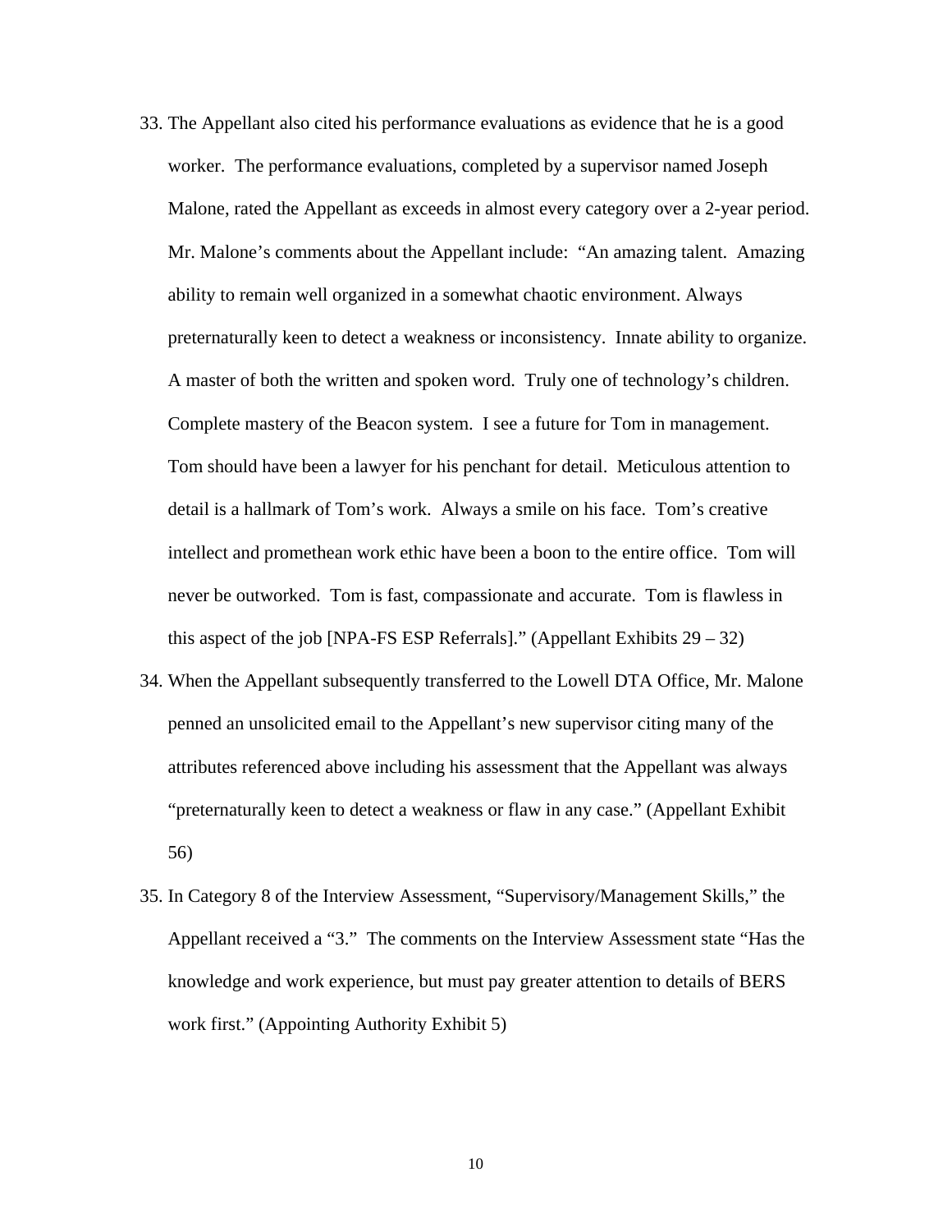33. The Appellant also cited his performance evaluations as evidence that he is a good worker. The performance evaluations, completed by a supervisor named Joseph Malone, rated the Appellant as exceeds in almost every category over a 2-year period. Mr. Malone's comments about the Appellant include: "An amazing talent. Amazing ability to remain well organized in a somewhat chaotic environment. Always preternaturally keen to detect a weakness or inconsistency. Innate ability to organize. A master of both the written and spoken word. Truly one of technology's children. Complete mastery of the Beacon system. I see a future for Tom in management. Tom should have been a lawyer for his penchant for detail. Meticulous attention to detail is a hallmark of Tom's work. Always a smile on his face. Tom's creative intellect and promethean work ethic have been a boon to the entire office. Tom will never be outworked. Tom is fast, compassionate and accurate. Tom is flawless in this aspect of the job [NPA-FS ESP Referrals]." (Appellant Exhibits 29 – 32)

34. When the Appellant subsequently transferred to the Lowell DTA Office, Mr. Malone penned an unsolicited email to the Appellant's new supervisor citing many of the attributes referenced above including his assessment that the Appellant was always "preternaturally keen to detect a weakness or flaw in any case." (Appellant Exhibit 56)

35. In Category 8 of the Interview Assessment, "Supervisory/Management Skills," the Appellant received a "3." The comments on the Interview Assessment state "Has the knowledge and work experience, but must pay greater attention to details of BERS work first." (Appointing Authority Exhibit 5)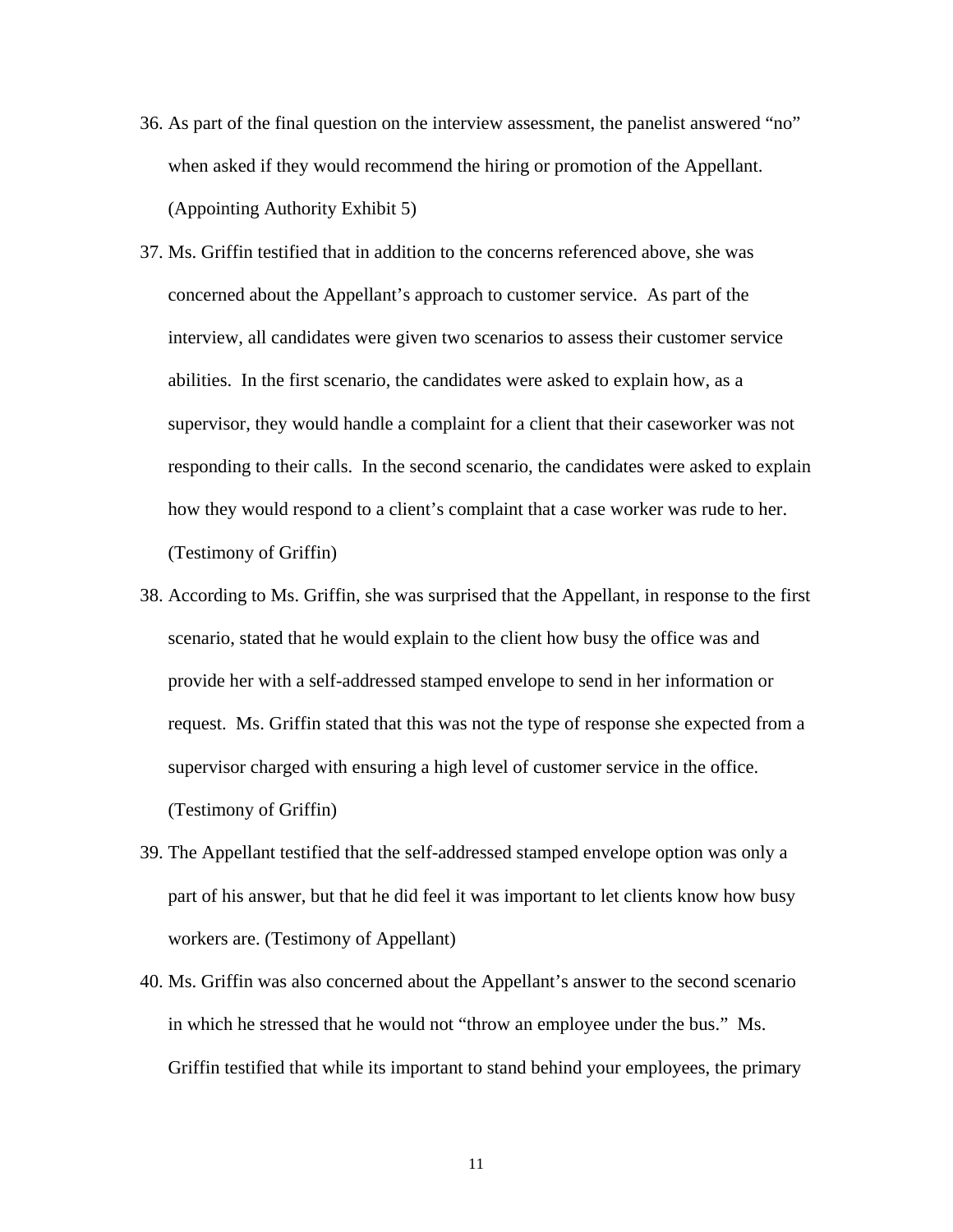36. As part of the final question on the interview assessment, the panelist answered "no" when asked if they would recommend the hiring or promotion of the Appellant. (Appointing Authority Exhibit 5)

37. Ms. Griffin testified that in addition to the concerns referenced above, she was concerned about the Appellant's approach to customer service. As part of the interview, all candidates were given two scenarios to assess their customer service abilities. In the first scenario, the candidates were asked to explain how, as a supervisor, they would handle a complaint for a client that their caseworker was not responding to their calls. In the second scenario, the candidates were asked to explain how they would respond to a client's complaint that a case worker was rude to her. (Testimony of Griffin)

38. According to Ms. Griffin, she was surprised that the Appellant, in response to the first scenario, stated that he would explain to the client how busy the office was and provide her with a self-addressed stamped envelope to send in her information or request. Ms. Griffin stated that this was not the type of response she expected from a supervisor charged with ensuring a high level of customer service in the office. (Testimony of Griffin)

39. The Appellant testified that the self-addressed stamped envelope option was only a part of his answer, but that he did feel it was important to let clients know how busy workers are. (Testimony of Appellant)

40. Ms. Griffin was also concerned about the Appellant's answer to the second scenario in which he stressed that he would not "throw an employee under the bus." Ms. Griffin testified that while its important to stand behind your employees, the primary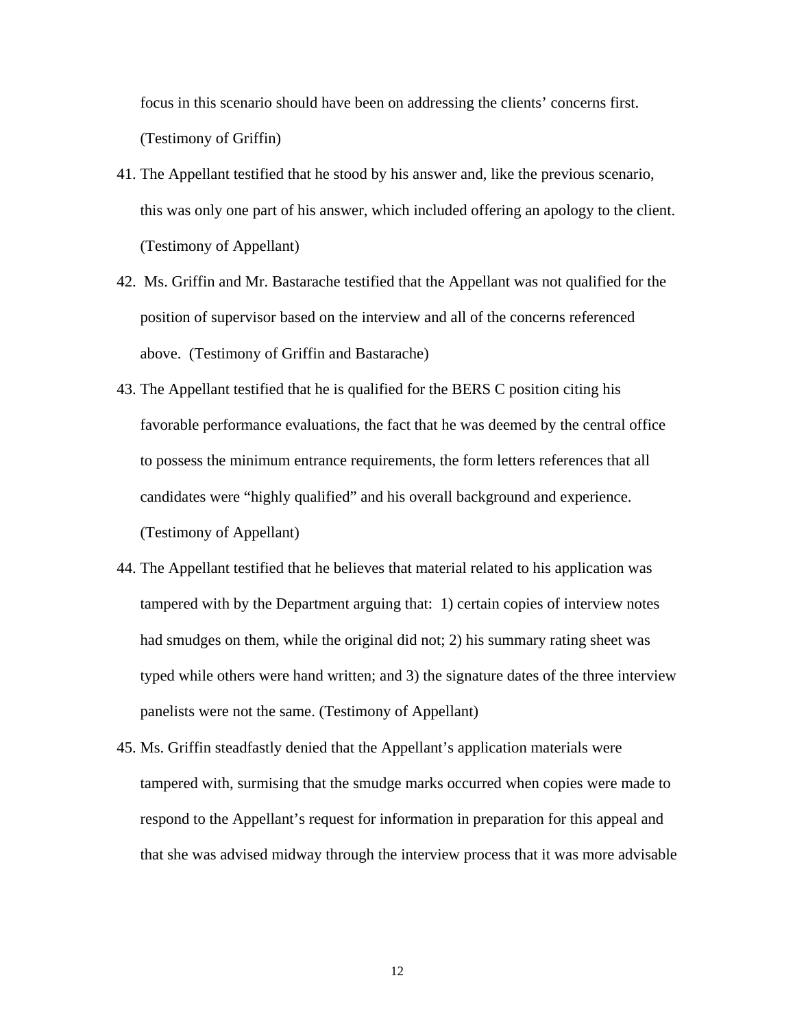focus in this scenario should have been on addressing the clients' concerns first. (Testimony of Griffin)

41. The Appellant testified that he stood by his answer and, like the previous scenario, this was only one part of his answer, which included offering an apology to the client. (Testimony of Appellant)

42. Ms. Griffin and Mr. Bastarache testified that the Appellant was not qualified for the position of supervisor based on the interview and all of the concerns referenced above. (Testimony of Griffin and Bastarache)

43. The Appellant testified that he is qualified for the BERS C position citing his favorable performance evaluations, the fact that he was deemed by the central office to possess the minimum entrance requirements, the form letters references that all candidates were "highly qualified" and his overall background and experience. (Testimony of Appellant)

44. The Appellant testified that he believes that material related to his application was tampered with by the Department arguing that: 1) certain copies of interview notes had smudges on them, while the original did not; 2) his summary rating sheet was typed while others were hand written; and 3) the signature dates of the three interview panelists were not the same. (Testimony of Appellant)

45. Ms. Griffin steadfastly denied that the Appellant's application materials were tampered with, surmising that the smudge marks occurred when copies were made to respond to the Appellant's request for information in preparation for this appeal and that she was advised midway through the interview process that it was more advisable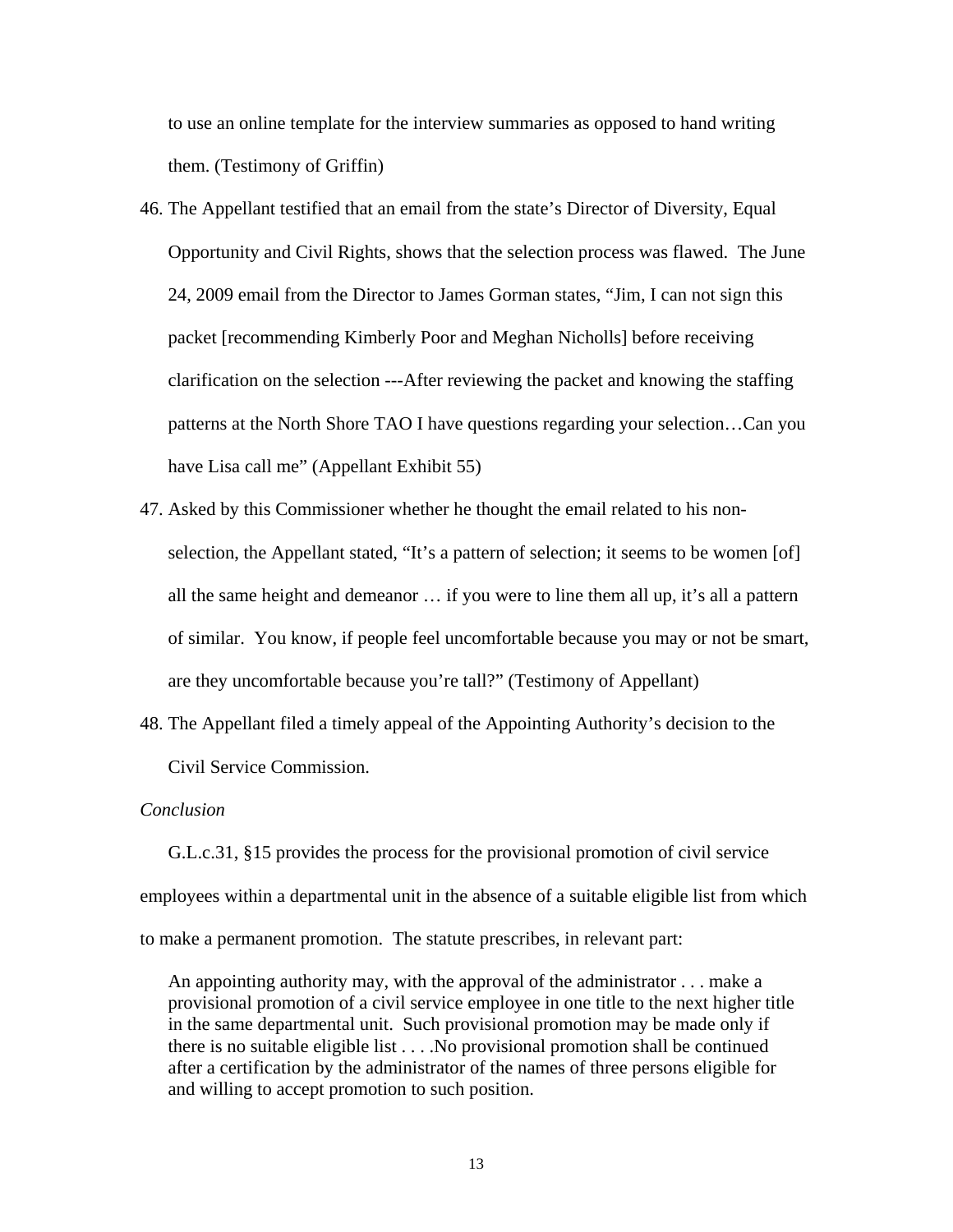to use an online template for the interview summaries as opposed to hand writing them. (Testimony of Griffin)

46. The Appellant testified that an email from the state's Director of Diversity, Equal Opportunity and Civil Rights, shows that the selection process was flawed. The June 24, 2009 email from the Director to James Gorman states, "Jim, I can not sign this packet [recommending Kimberly Poor and Meghan Nicholls] before receiving clarification on the selection ---After reviewing the packet and knowing the staffing patterns at the North Shore TAO I have questions regarding your selection…Can you have Lisa call me" (Appellant Exhibit 55)

47. Asked by this Commissioner whether he thought the email related to his non-selection, the Appellant stated, "It's a pattern of selection; it seems to be women [of] all the same height and demeanor … if you were to line them all up, it's all a pattern of similar. You know, if people feel uncomfortable because you may or not be smart, are they uncomfortable because you're tall?" (Testimony of Appellant)

48. The Appellant filed a timely appeal of the Appointing Authority's decision to the Civil Service Commission.

*Conclusion*

G.L.c.31, §15 provides the process for the provisional promotion of civil service employees within a departmental unit in the absence of a suitable eligible list from which to make a permanent promotion. The statute prescribes, in relevant part:

> An appointing authority may, with the approval of the administrator . . . make a provisional promotion of a civil service employee in one title to the next higher title in the same departmental unit. Such provisional promotion may be made only if there is no suitable eligible list . . . .No provisional promotion shall be continued after a certification by the administrator of the names of three persons eligible for and willing to accept promotion to such position.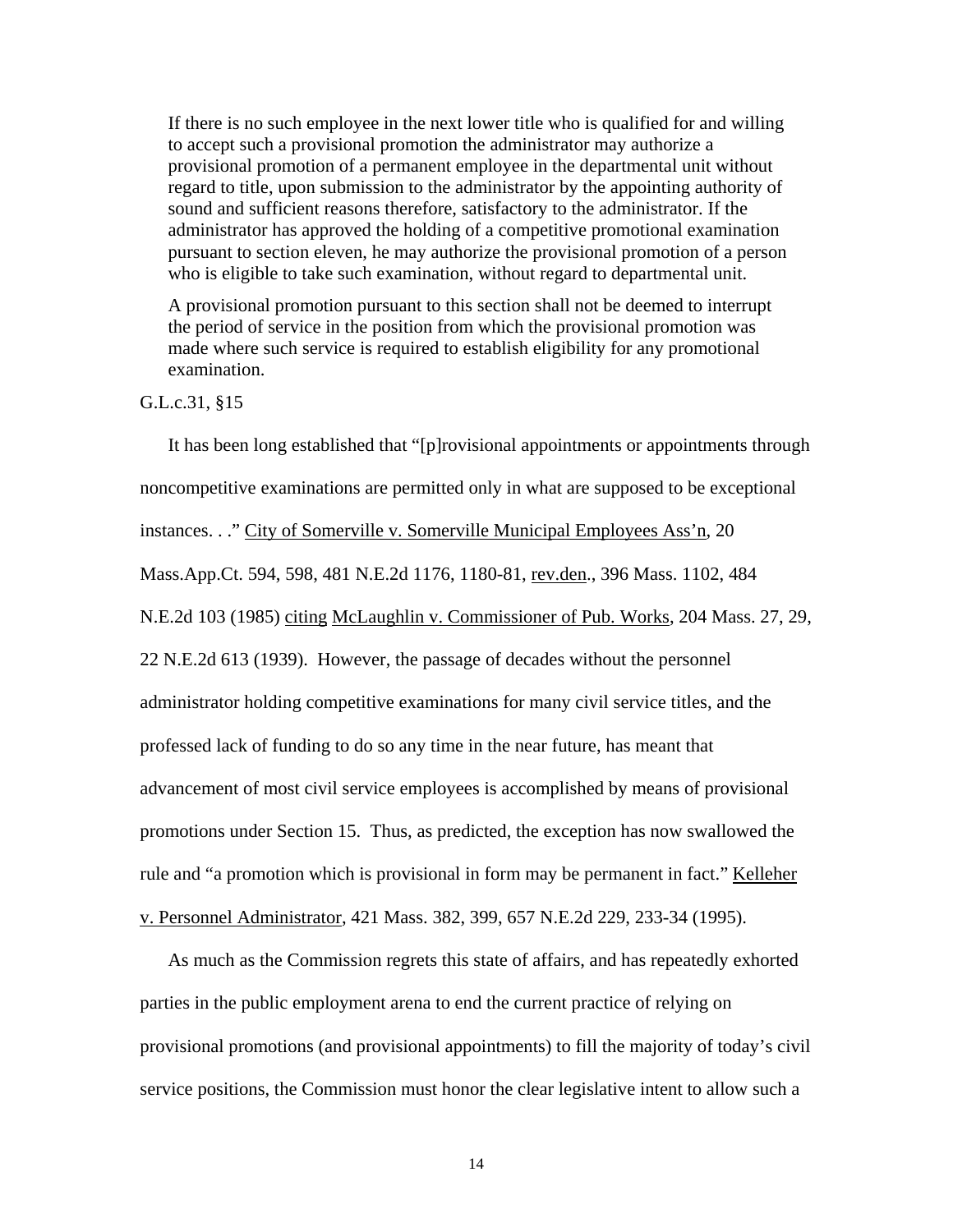> If there is no such employee in the next lower title who is qualified for and willing to accept such a provisional promotion the administrator may authorize a provisional promotion of a permanent employee in the departmental unit without regard to title, upon submission to the administrator by the appointing authority of sound and sufficient reasons therefore, satisfactory to the administrator. If the administrator has approved the holding of a competitive promotional examination pursuant to section eleven, he may authorize the provisional promotion of a person who is eligible to take such examination, without regard to departmental unit.
>
> A provisional promotion pursuant to this section shall not be deemed to interrupt the period of service in the position from which the provisional promotion was made where such service is required to establish eligibility for any promotional examination.

G.L.c.31, §15

It has been long established that "[p]rovisional appointments or appointments through noncompetitive examinations are permitted only in what are supposed to be exceptional instances. . ." City of Somerville v. Somerville Municipal Employees Ass'n, 20 Mass.App.Ct. 594, 598, 481 N.E.2d 1176, 1180-81, rev.den., 396 Mass. 1102, 484 N.E.2d 103 (1985) citing McLaughlin v. Commissioner of Pub. Works, 204 Mass. 27, 29, 22 N.E.2d 613 (1939). However, the passage of decades without the personnel administrator holding competitive examinations for many civil service titles, and the professed lack of funding to do so any time in the near future, has meant that advancement of most civil service employees is accomplished by means of provisional promotions under Section 15. Thus, as predicted, the exception has now swallowed the rule and "a promotion which is provisional in form may be permanent in fact." Kelleher v. Personnel Administrator, 421 Mass. 382, 399, 657 N.E.2d 229, 233-34 (1995).

As much as the Commission regrets this state of affairs, and has repeatedly exhorted parties in the public employment arena to end the current practice of relying on provisional promotions (and provisional appointments) to fill the majority of today's civil service positions, the Commission must honor the clear legislative intent to allow such a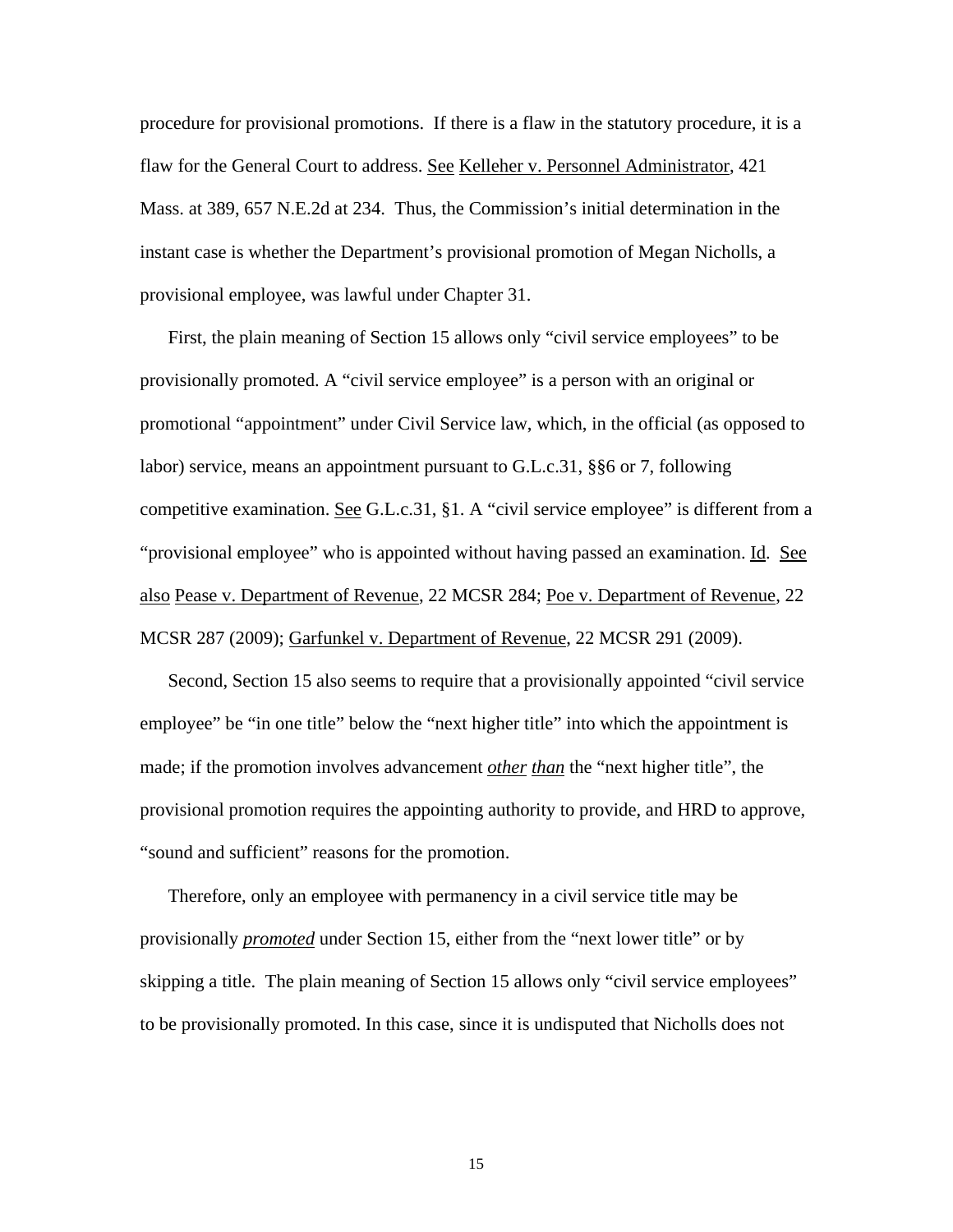procedure for provisional promotions. If there is a flaw in the statutory procedure, it is a flaw for the General Court to address. See Kelleher v. Personnel Administrator, 421 Mass. at 389, 657 N.E.2d at 234. Thus, the Commission's initial determination in the instant case is whether the Department's provisional promotion of Megan Nicholls, a provisional employee, was lawful under Chapter 31.

First, the plain meaning of Section 15 allows only "civil service employees" to be provisionally promoted. A "civil service employee" is a person with an original or promotional "appointment" under Civil Service law, which, in the official (as opposed to labor) service, means an appointment pursuant to G.L.c.31, §§6 or 7, following competitive examination. See G.L.c.31, §1. A "civil service employee" is different from a "provisional employee" who is appointed without having passed an examination. Id. See also Pease v. Department of Revenue, 22 MCSR 284; Poe v. Department of Revenue, 22 MCSR 287 (2009); Garfunkel v. Department of Revenue, 22 MCSR 291 (2009).

Second, Section 15 also seems to require that a provisionally appointed "civil service employee" be "in one title" below the "next higher title" into which the appointment is made; if the promotion involves advancement ***other than*** the "next higher title", the provisional promotion requires the appointing authority to provide, and HRD to approve, "sound and sufficient" reasons for the promotion.

Therefore, only an employee with permanency in a civil service title may be provisionally ***promoted*** under Section 15, either from the "next lower title" or by skipping a title. The plain meaning of Section 15 allows only "civil service employees" to be provisionally promoted. In this case, since it is undisputed that Nicholls does not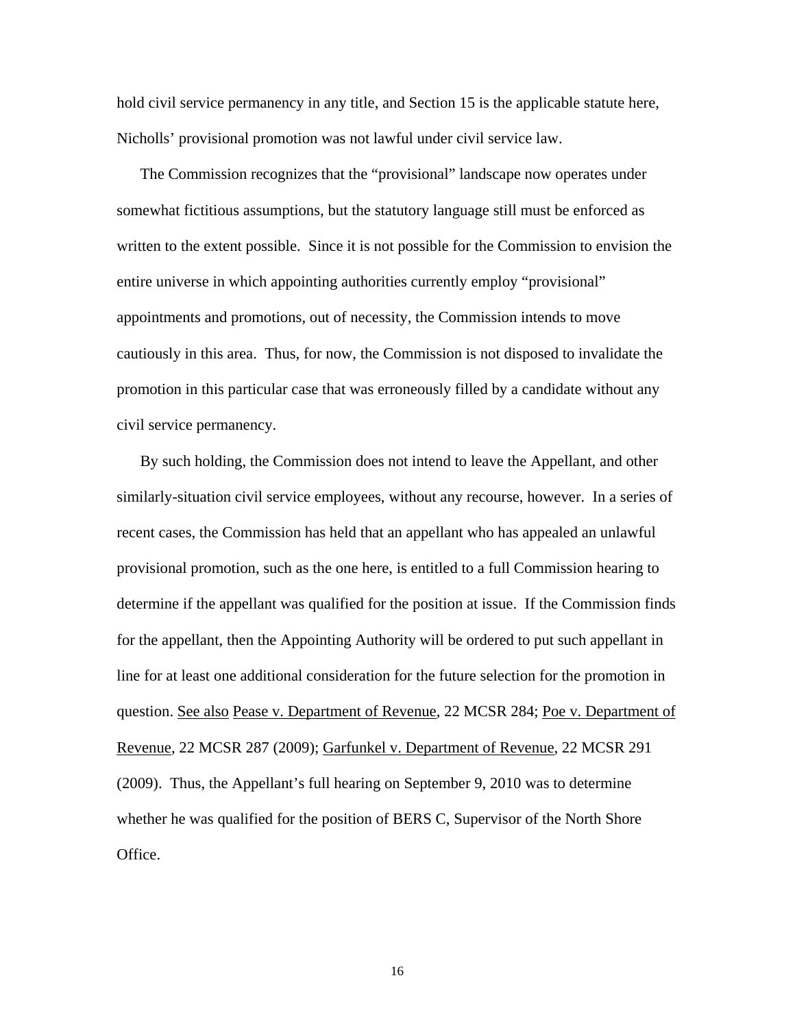hold civil service permanency in any title, and Section 15 is the applicable statute here, Nicholls' provisional promotion was not lawful under civil service law.

The Commission recognizes that the "provisional" landscape now operates under somewhat fictitious assumptions, but the statutory language still must be enforced as written to the extent possible. Since it is not possible for the Commission to envision the entire universe in which appointing authorities currently employ "provisional" appointments and promotions, out of necessity, the Commission intends to move cautiously in this area. Thus, for now, the Commission is not disposed to invalidate the promotion in this particular case that was erroneously filled by a candidate without any civil service permanency.

By such holding, the Commission does not intend to leave the Appellant, and other similarly-situation civil service employees, without any recourse, however. In a series of recent cases, the Commission has held that an appellant who has appealed an unlawful provisional promotion, such as the one here, is entitled to a full Commission hearing to determine if the appellant was qualified for the position at issue. If the Commission finds for the appellant, then the Appointing Authority will be ordered to put such appellant in line for at least one additional consideration for the future selection for the promotion in question. <u>See also</u> <u>Pease v. Department of Revenue</u>, 22 MCSR 284; <u>Poe v. Department of Revenue</u>, 22 MCSR 287 (2009); <u>Garfunkel v. Department of Revenue</u>, 22 MCSR 291 (2009). Thus, the Appellant's full hearing on September 9, 2010 was to determine whether he was qualified for the position of BERS C, Supervisor of the North Shore Office.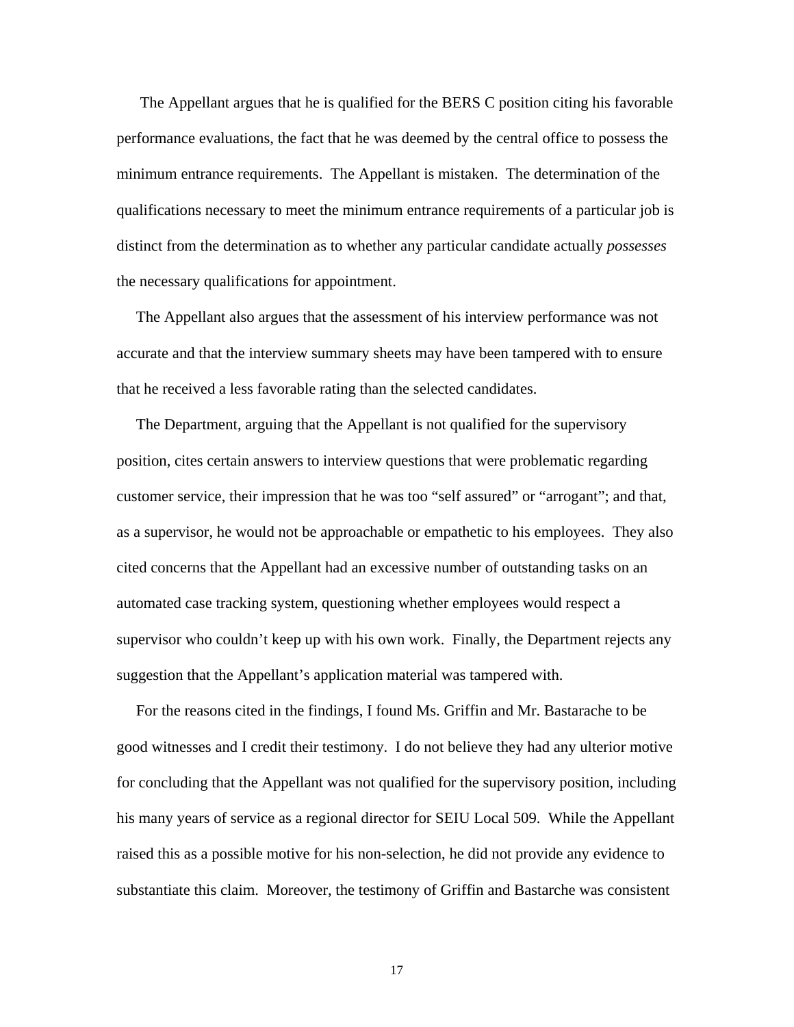The Appellant argues that he is qualified for the BERS C position citing his favorable performance evaluations, the fact that he was deemed by the central office to possess the minimum entrance requirements. The Appellant is mistaken. The determination of the qualifications necessary to meet the minimum entrance requirements of a particular job is distinct from the determination as to whether any particular candidate actually *possesses* the necessary qualifications for appointment.

The Appellant also argues that the assessment of his interview performance was not accurate and that the interview summary sheets may have been tampered with to ensure that he received a less favorable rating than the selected candidates.

The Department, arguing that the Appellant is not qualified for the supervisory position, cites certain answers to interview questions that were problematic regarding customer service, their impression that he was too "self assured" or "arrogant"; and that, as a supervisor, he would not be approachable or empathetic to his employees. They also cited concerns that the Appellant had an excessive number of outstanding tasks on an automated case tracking system, questioning whether employees would respect a supervisor who couldn't keep up with his own work. Finally, the Department rejects any suggestion that the Appellant's application material was tampered with.

For the reasons cited in the findings, I found Ms. Griffin and Mr. Bastarache to be good witnesses and I credit their testimony. I do not believe they had any ulterior motive for concluding that the Appellant was not qualified for the supervisory position, including his many years of service as a regional director for SEIU Local 509. While the Appellant raised this as a possible motive for his non-selection, he did not provide any evidence to substantiate this claim. Moreover, the testimony of Griffin and Bastarche was consistent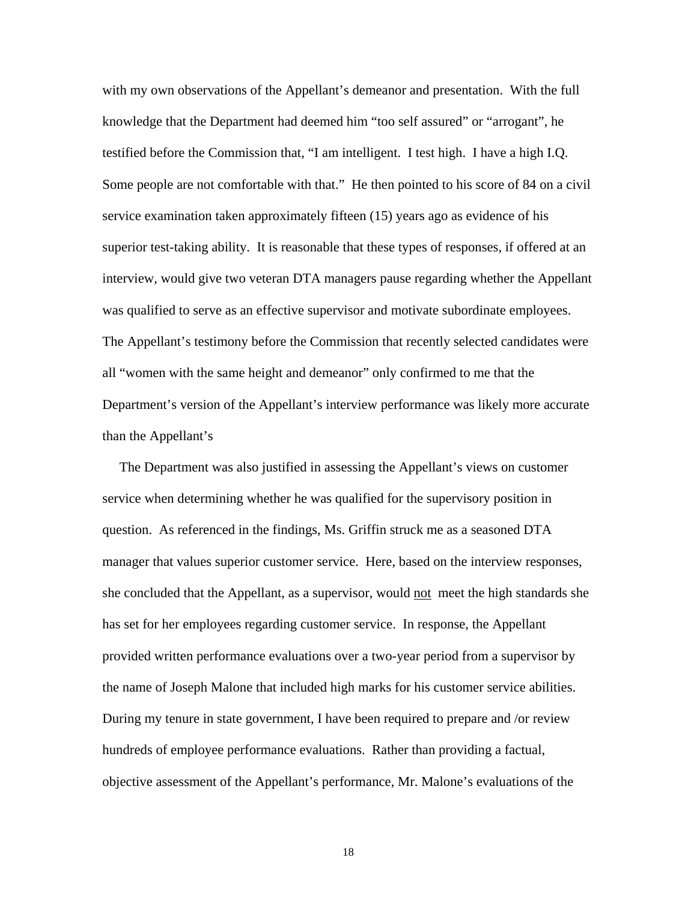with my own observations of the Appellant's demeanor and presentation. With the full knowledge that the Department had deemed him "too self assured" or "arrogant", he testified before the Commission that, "I am intelligent. I test high. I have a high I.Q. Some people are not comfortable with that." He then pointed to his score of 84 on a civil service examination taken approximately fifteen (15) years ago as evidence of his superior test-taking ability. It is reasonable that these types of responses, if offered at an interview, would give two veteran DTA managers pause regarding whether the Appellant was qualified to serve as an effective supervisor and motivate subordinate employees. The Appellant's testimony before the Commission that recently selected candidates were all "women with the same height and demeanor" only confirmed to me that the Department's version of the Appellant's interview performance was likely more accurate than the Appellant's

The Department was also justified in assessing the Appellant's views on customer service when determining whether he was qualified for the supervisory position in question. As referenced in the findings, Ms. Griffin struck me as a seasoned DTA manager that values superior customer service. Here, based on the interview responses, she concluded that the Appellant, as a supervisor, would <u>not</u> meet the high standards she has set for her employees regarding customer service. In response, the Appellant provided written performance evaluations over a two-year period from a supervisor by the name of Joseph Malone that included high marks for his customer service abilities. During my tenure in state government, I have been required to prepare and /or review hundreds of employee performance evaluations. Rather than providing a factual, objective assessment of the Appellant's performance, Mr. Malone's evaluations of the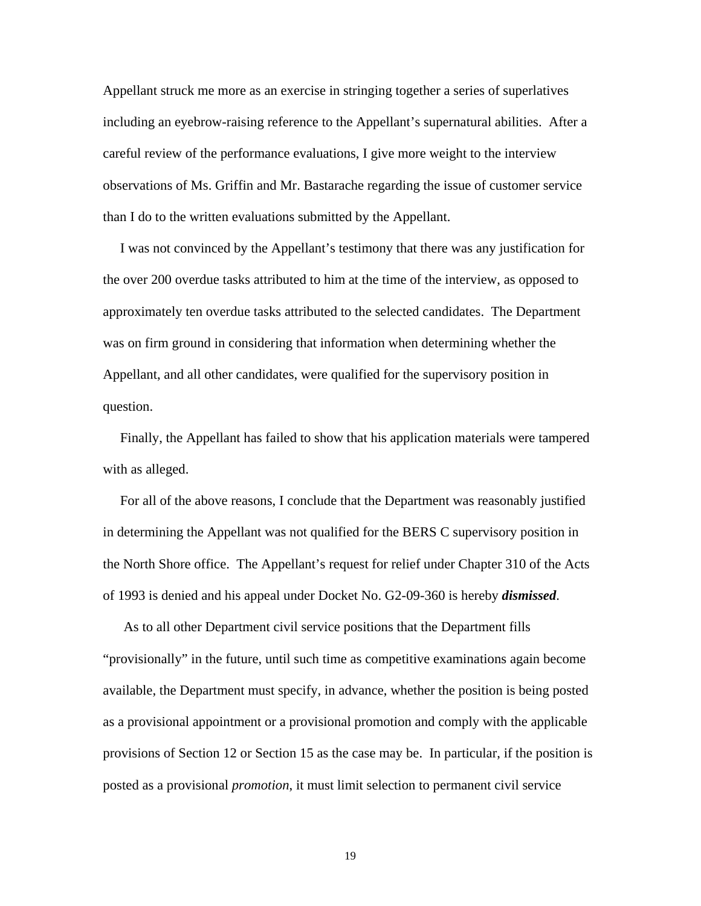Appellant struck me more as an exercise in stringing together a series of superlatives including an eyebrow-raising reference to the Appellant's supernatural abilities. After a careful review of the performance evaluations, I give more weight to the interview observations of Ms. Griffin and Mr. Bastarache regarding the issue of customer service than I do to the written evaluations submitted by the Appellant.

I was not convinced by the Appellant's testimony that there was any justification for the over 200 overdue tasks attributed to him at the time of the interview, as opposed to approximately ten overdue tasks attributed to the selected candidates. The Department was on firm ground in considering that information when determining whether the Appellant, and all other candidates, were qualified for the supervisory position in question.

Finally, the Appellant has failed to show that his application materials were tampered with as alleged.

For all of the above reasons, I conclude that the Department was reasonably justified in determining the Appellant was not qualified for the BERS C supervisory position in the North Shore office. The Appellant's request for relief under Chapter 310 of the Acts of 1993 is denied and his appeal under Docket No. G2-09-360 is hereby ***dismissed***.

As to all other Department civil service positions that the Department fills "provisionally" in the future, until such time as competitive examinations again become available, the Department must specify, in advance, whether the position is being posted as a provisional appointment or a provisional promotion and comply with the applicable provisions of Section 12 or Section 15 as the case may be. In particular, if the position is posted as a provisional *promotion*, it must limit selection to permanent civil service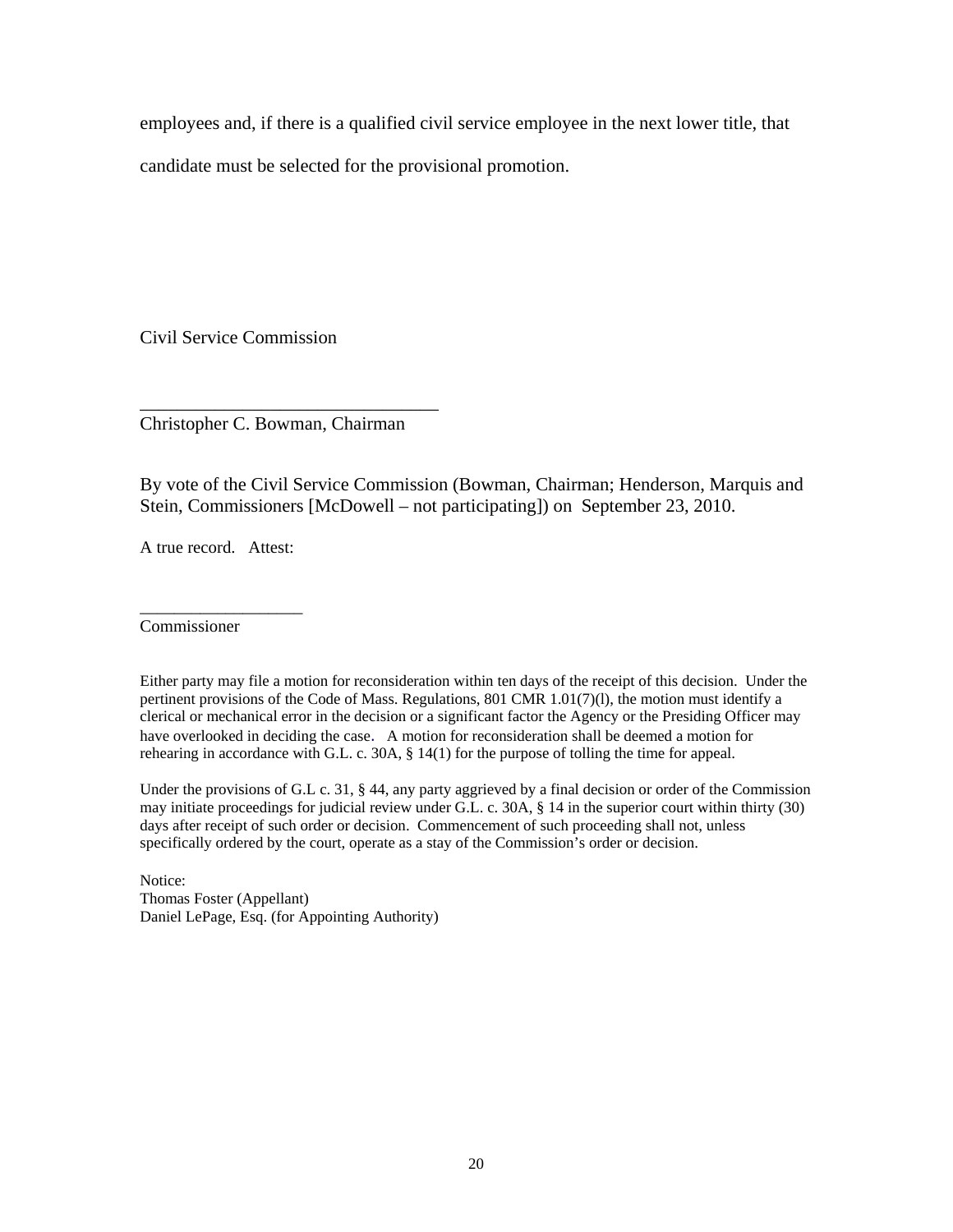employees and, if there is a qualified civil service employee in the next lower title, that candidate must be selected for the provisional promotion.

Civil Service Commission

_______________________________
Christopher C. Bowman, Chairman

By vote of the Civil Service Commission (Bowman, Chairman; Henderson, Marquis and Stein, Commissioners [McDowell – not participating]) on September 23, 2010.

A true record. Attest:

___________________
Commissioner

Either party may file a motion for reconsideration within ten days of the receipt of this decision. Under the pertinent provisions of the Code of Mass. Regulations, 801 CMR 1.01(7)(l), the motion must identify a clerical or mechanical error in the decision or a significant factor the Agency or the Presiding Officer may have overlooked in deciding the case. A motion for reconsideration shall be deemed a motion for rehearing in accordance with G.L. c. 30A, § 14(1) for the purpose of tolling the time for appeal.

Under the provisions of G.L c. 31, § 44, any party aggrieved by a final decision or order of the Commission may initiate proceedings for judicial review under G.L. c. 30A, § 14 in the superior court within thirty (30) days after receipt of such order or decision. Commencement of such proceeding shall not, unless specifically ordered by the court, operate as a stay of the Commission's order or decision.

Notice:
Thomas Foster (Appellant)
Daniel LePage, Esq. (for Appointing Authority)